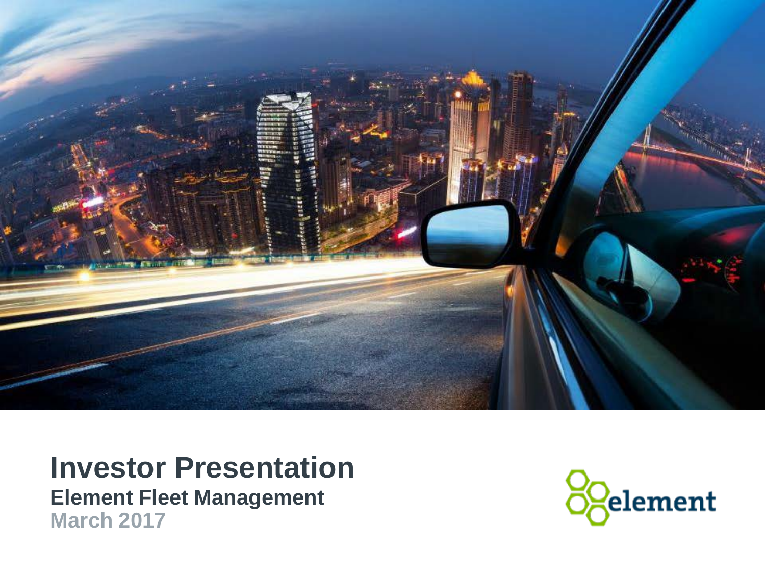# Investor Presentation

**Element Fleet Management**

**March 2017**

element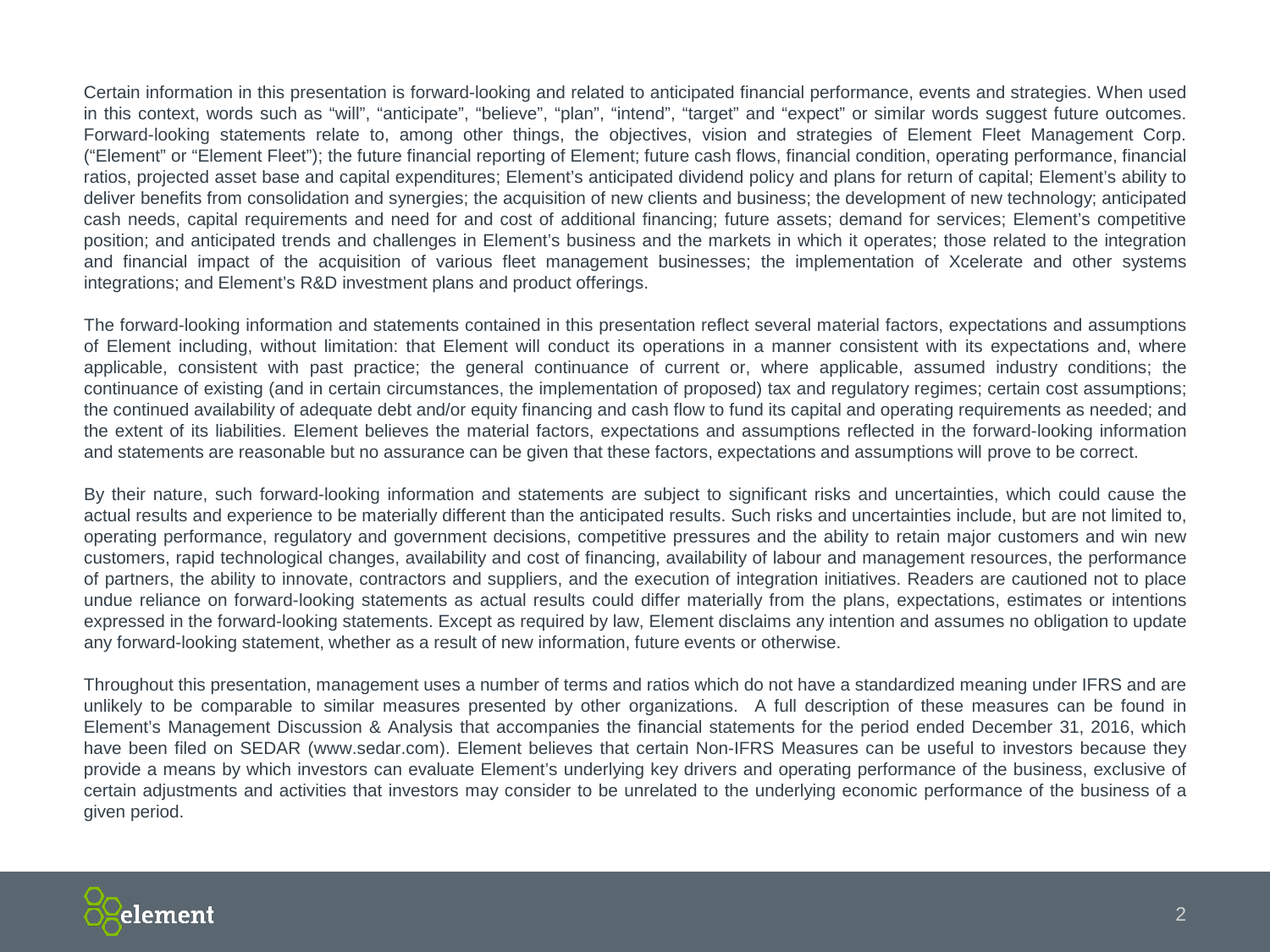Certain information in this presentation is forward-looking and related to anticipated financial performance, events and strategies. When used in this context, words such as "will", "anticipate", "believe", "plan", "intend", "target" and "expect" or similar words suggest future outcomes. Forward-looking statements relate to, among other things, the objectives, vision and strategies of Element Fleet Management Corp. ("Element" or "Element Fleet"); the future financial reporting of Element; future cash flows, financial condition, operating performance, financial ratios, projected asset base and capital expenditures; Element's anticipated dividend policy and plans for return of capital; Element's ability to deliver benefits from consolidation and synergies; the acquisition of new clients and business; the development of new technology; anticipated cash needs, capital requirements and need for and cost of additional financing; future assets; demand for services; Element's competitive position; and anticipated trends and challenges in Element's business and the markets in which it operates; those related to the integration and financial impact of the acquisition of various fleet management businesses; the implementation of Xcelerate and other systems integrations; and Element's R&D investment plans and product offerings.

The forward-looking information and statements contained in this presentation reflect several material factors, expectations and assumptions of Element including, without limitation: that Element will conduct its operations in a manner consistent with its expectations and, where applicable, consistent with past practice; the general continuance of current or, where applicable, assumed industry conditions; the continuance of existing (and in certain circumstances, the implementation of proposed) tax and regulatory regimes; certain cost assumptions; the continued availability of adequate debt and/or equity financing and cash flow to fund its capital and operating requirements as needed; and the extent of its liabilities. Element believes the material factors, expectations and assumptions reflected in the forward-looking information and statements are reasonable but no assurance can be given that these factors, expectations and assumptions will prove to be correct.

By their nature, such forward-looking information and statements are subject to significant risks and uncertainties, which could cause the actual results and experience to be materially different than the anticipated results. Such risks and uncertainties include, but are not limited to, operating performance, regulatory and government decisions, competitive pressures and the ability to retain major customers and win new customers, rapid technological changes, availability and cost of financing, availability of labour and management resources, the performance of partners, the ability to innovate, contractors and suppliers, and the execution of integration initiatives. Readers are cautioned not to place undue reliance on forward-looking statements as actual results could differ materially from the plans, expectations, estimates or intentions expressed in the forward-looking statements. Except as required by law, Element disclaims any intention and assumes no obligation to update any forward-looking statement, whether as a result of new information, future events or otherwise.

Throughout this presentation, management uses a number of terms and ratios which do not have a standardized meaning under IFRS and are unlikely to be comparable to similar measures presented by other organizations. A full description of these measures can be found in Element's Management Discussion & Analysis that accompanies the financial statements for the period ended December 31, 2016, which have been filed on SEDAR (www.sedar.com). Element believes that certain Non-IFRS Measures can be useful to investors because they provide a means by which investors can evaluate Element's underlying key drivers and operating performance of the business, exclusive of certain adjustments and activities that investors may consider to be unrelated to the underlying economic performance of the business of a given period.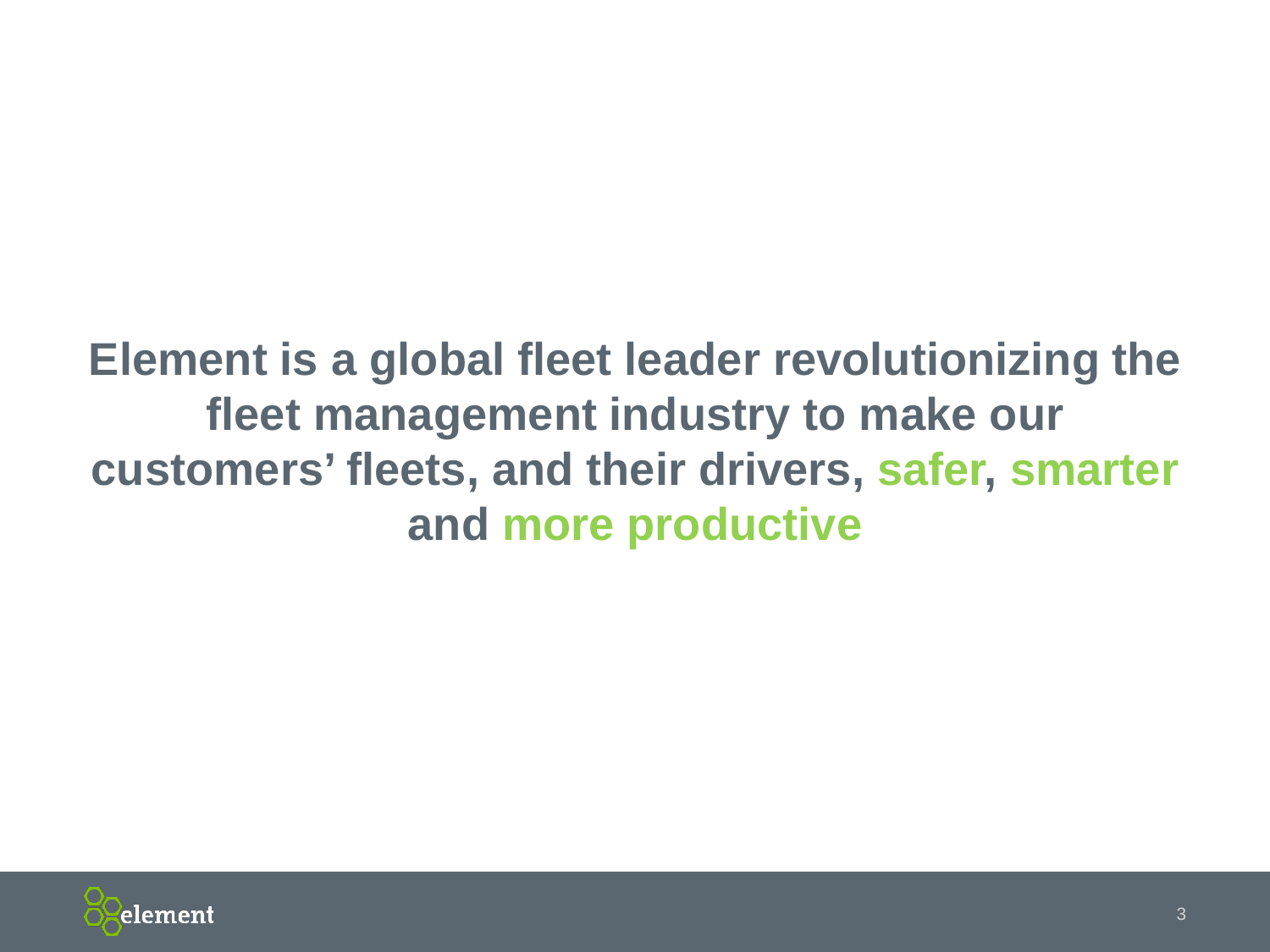**Element is a global fleet leader revolutionizing the fleet management industry to make our customers' fleets, and their drivers, safer, smarter and more productive**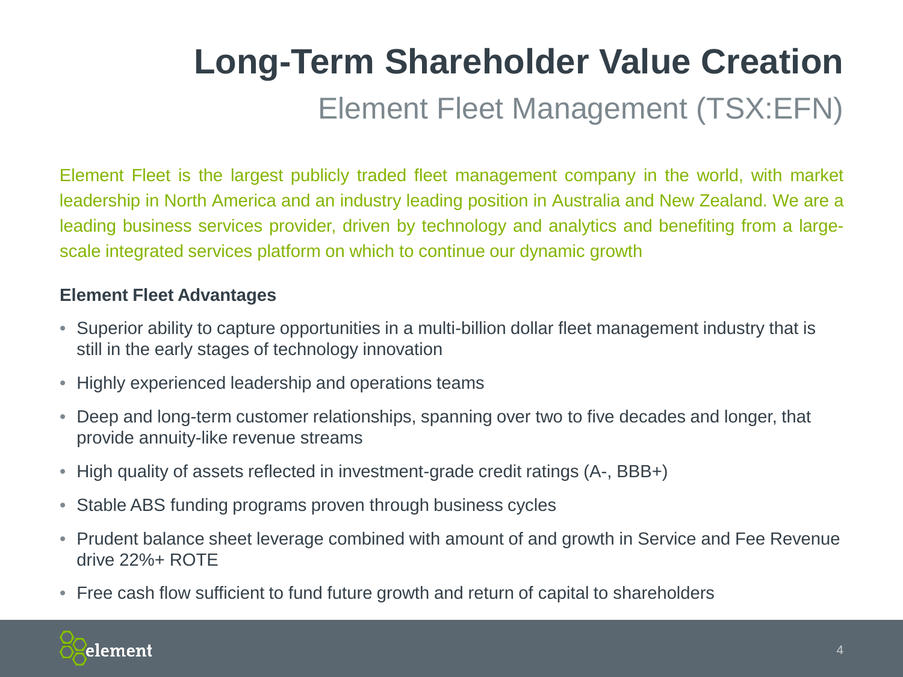# Long-Term Shareholder Value Creation

## Element Fleet Management (TSX:EFN)

Element Fleet is the largest publicly traded fleet management company in the world, with market leadership in North America and an industry leading position in Australia and New Zealand. We are a leading business services provider, driven by technology and analytics and benefiting from a large-scale integrated services platform on which to continue our dynamic growth

**Element Fleet Advantages**

- Superior ability to capture opportunities in a multi-billion dollar fleet management industry that is still in the early stages of technology innovation
- Highly experienced leadership and operations teams
- Deep and long-term customer relationships, spanning over two to five decades and longer, that provide annuity-like revenue streams
- High quality of assets reflected in investment-grade credit ratings (A-, BBB+)
- Stable ABS funding programs proven through business cycles
- Prudent balance sheet leverage combined with amount of and growth in Service and Fee Revenue drive 22%+ ROTE
- Free cash flow sufficient to fund future growth and return of capital to shareholders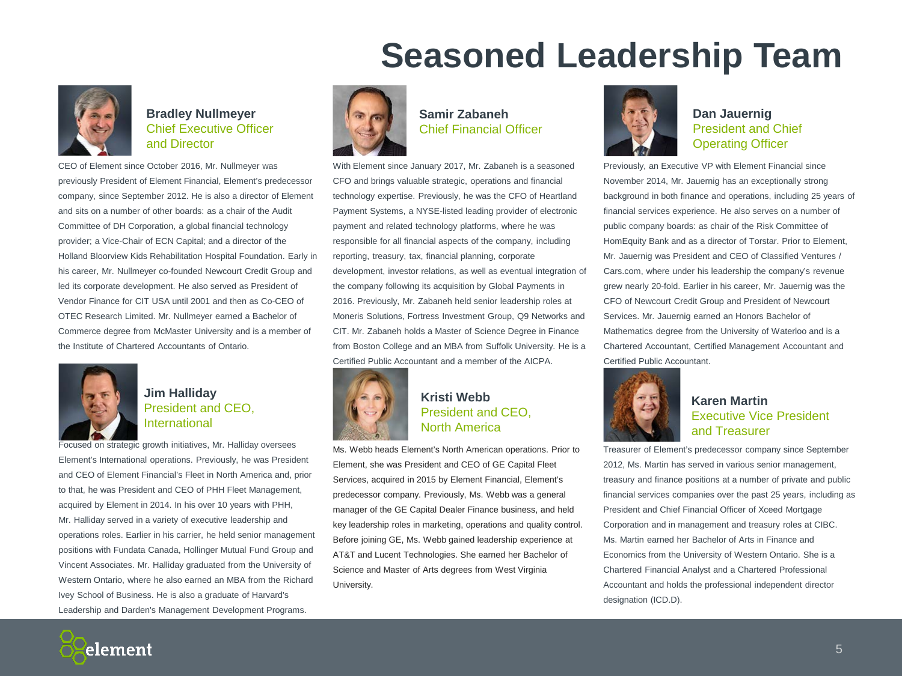# Seasoned Leadership Team

### Bradley Nullmeyer
Chief Executive Officer and Director

CEO of Element since October 2016, Mr. Nullmeyer was previously President of Element Financial, Element's predecessor company, since September 2012. He is also a director of Element and sits on a number of other boards: as a chair of the Audit Committee of DH Corporation, a global financial technology provider; a Vice-Chair of ECN Capital; and a director of the Holland Bloorview Kids Rehabilitation Hospital Foundation. Early in his career, Mr. Nullmeyer co-founded Newcourt Credit Group and led its corporate development. He also served as President of Vendor Finance for CIT USA until 2001 and then as Co-CEO of OTEC Research Limited. Mr. Nullmeyer earned a Bachelor of Commerce degree from McMaster University and is a member of the Institute of Chartered Accountants of Ontario.

### Jim Halliday
President and CEO, International

Focused on strategic growth initiatives, Mr. Halliday oversees Element's International operations. Previously, he was President and CEO of Element Financial's Fleet in North America and, prior to that, he was President and CEO of PHH Fleet Management, acquired by Element in 2014. In his over 10 years with PHH, Mr. Halliday served in a variety of executive leadership and operations roles. Earlier in his carrier, he held senior management positions with Fundata Canada, Hollinger Mutual Fund Group and Vincent Associates. Mr. Halliday graduated from the University of Western Ontario, where he also earned an MBA from the Richard Ivey School of Business. He is also a graduate of Harvard's Leadership and Darden's Management Development Programs.

### Samir Zabaneh
Chief Financial Officer

With Element since January 2017, Mr. Zabaneh is a seasoned CFO and brings valuable strategic, operations and financial technology expertise. Previously, he was the CFO of Heartland Payment Systems, a NYSE-listed leading provider of electronic payment and related technology platforms, where he was responsible for all financial aspects of the company, including reporting, treasury, tax, financial planning, corporate development, investor relations, as well as eventual integration of the company following its acquisition by Global Payments in 2016. Previously, Mr. Zabaneh held senior leadership roles at Moneris Solutions, Fortress Investment Group, Q9 Networks and CIT. Mr. Zabaneh holds a Master of Science Degree in Finance from Boston College and an MBA from Suffolk University. He is a Certified Public Accountant and a member of the AICPA.

### Kristi Webb
President and CEO, North America

Ms. Webb heads Element's North American operations. Prior to Element, she was President and CEO of GE Capital Fleet Services, acquired in 2015 by Element Financial, Element's predecessor company. Previously, Ms. Webb was a general manager of the GE Capital Dealer Finance business, and held key leadership roles in marketing, operations and quality control. Before joining GE, Ms. Webb gained leadership experience at AT&T and Lucent Technologies. She earned her Bachelor of Science and Master of Arts degrees from West Virginia University.

### Dan Jauernig
President and Chief Operating Officer

Previously, an Executive VP with Element Financial since November 2014, Mr. Jauernig has an exceptionally strong background in both finance and operations, including 25 years of financial services experience. He also serves on a number of public company boards: as chair of the Risk Committee of HomEquity Bank and as a director of Torstar. Prior to Element, Mr. Jauernig was President and CEO of Classified Ventures / Cars.com, where under his leadership the company's revenue grew nearly 20-fold. Earlier in his career, Mr. Jauernig was the CFO of Newcourt Credit Group and President of Newcourt Services. Mr. Jauernig earned an Honors Bachelor of Mathematics degree from the University of Waterloo and is a Chartered Accountant, Certified Management Accountant and Certified Public Accountant.

### Karen Martin
Executive Vice President and Treasurer

Treasurer of Element's predecessor company since September 2012, Ms. Martin has served in various senior management, treasury and finance positions at a number of private and public financial services companies over the past 25 years, including as President and Chief Financial Officer of Xceed Mortgage Corporation and in management and treasury roles at CIBC. Ms. Martin earned her Bachelor of Arts in Finance and Economics from the University of Western Ontario. She is a Chartered Financial Analyst and a Chartered Professional Accountant and holds the professional independent director designation (ICD.D).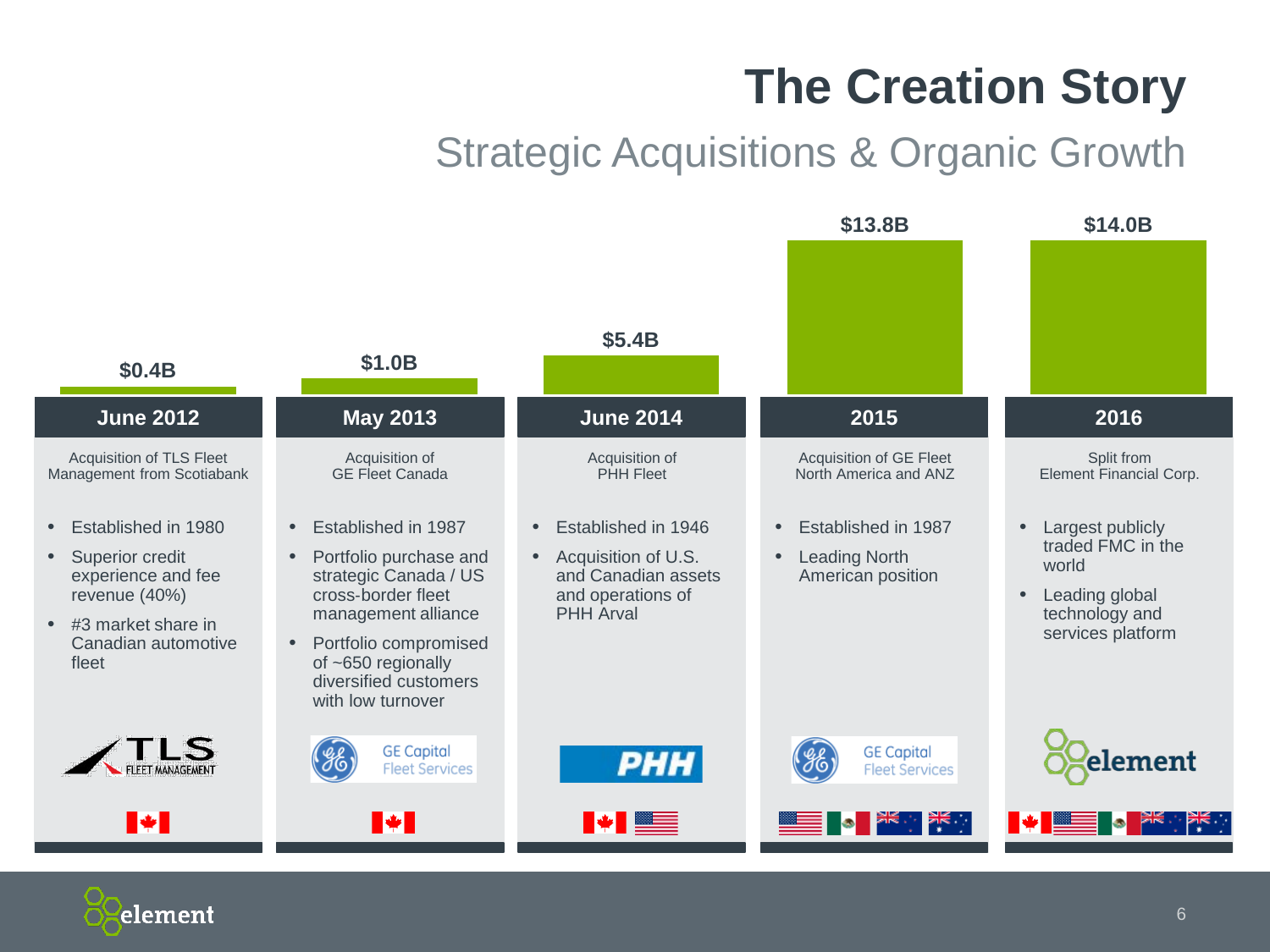# The Creation Story

## Strategic Acquisitions & Organic Growth

| | June 2012 | May 2013 | June 2014 | 2015 | 2016 |
|---|---|---|---|---|---|
| Value | $0.4B | $1.0B | $5.4B | $13.8B | $14.0B |
| Event | Acquisition of TLS Fleet Management from Scotiabank | Acquisition of GE Fleet Canada | Acquisition of PHH Fleet | Acquisition of GE Fleet North America and ANZ | Split from Element Financial Corp. |
| Highlights | • Established in 1980<br>• Superior credit experience and fee revenue (40%)<br>• #3 market share in Canadian automotive fleet | • Established in 1987<br>• Portfolio purchase and strategic Canada / US cross-border fleet management alliance<br>• Portfolio compromised of ~650 regionally diversified customers with low turnover | • Established in 1946<br>• Acquisition of U.S. and Canadian assets and operations of PHH Arval | • Established in 1987<br>• Leading North American position | • Largest publicly traded FMC in the world<br>• Leading global technology and services platform |
| Company | TLS Fleet Management | GE Capital Fleet Services | PHH | GE Capital Fleet Services | element |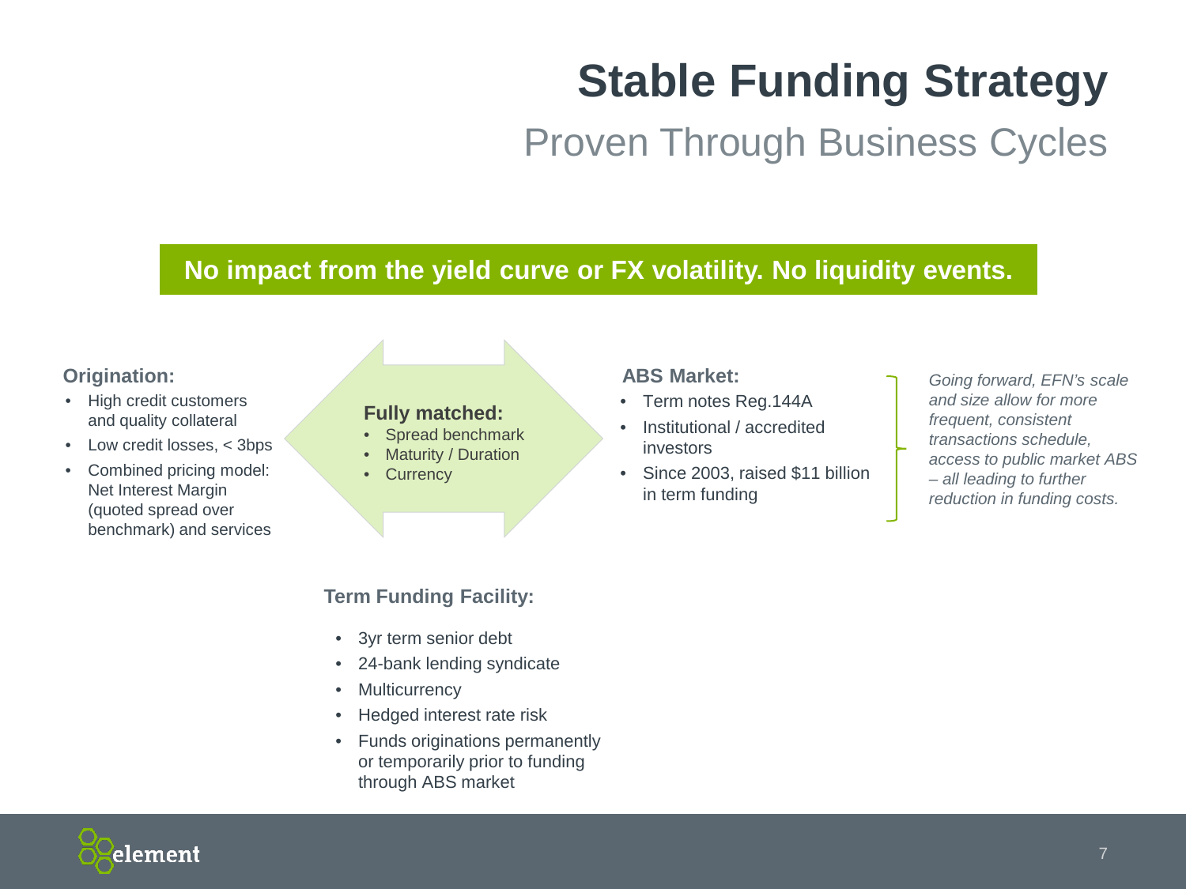# Stable Funding Strategy

## Proven Through Business Cycles

**No impact from the yield curve or FX volatility. No liquidity events.**

**Origination:**

- High credit customers and quality collateral
- Low credit losses, < 3bps
- Combined pricing model: Net Interest Margin (quoted spread over benchmark) and services

**Fully matched:**

- Spread benchmark
- Maturity / Duration
- Currency

**ABS Market:**

- Term notes Reg.144A
- Institutional / accredited investors
- Since 2003, raised $11 billion in term funding

*Going forward, EFN's scale and size allow for more frequent, consistent transactions schedule, access to public market ABS – all leading to further reduction in funding costs.*

**Term Funding Facility:**

- 3yr term senior debt
- 24-bank lending syndicate
- Multicurrency
- Hedged interest rate risk
- Funds originations permanently or temporarily prior to funding through ABS market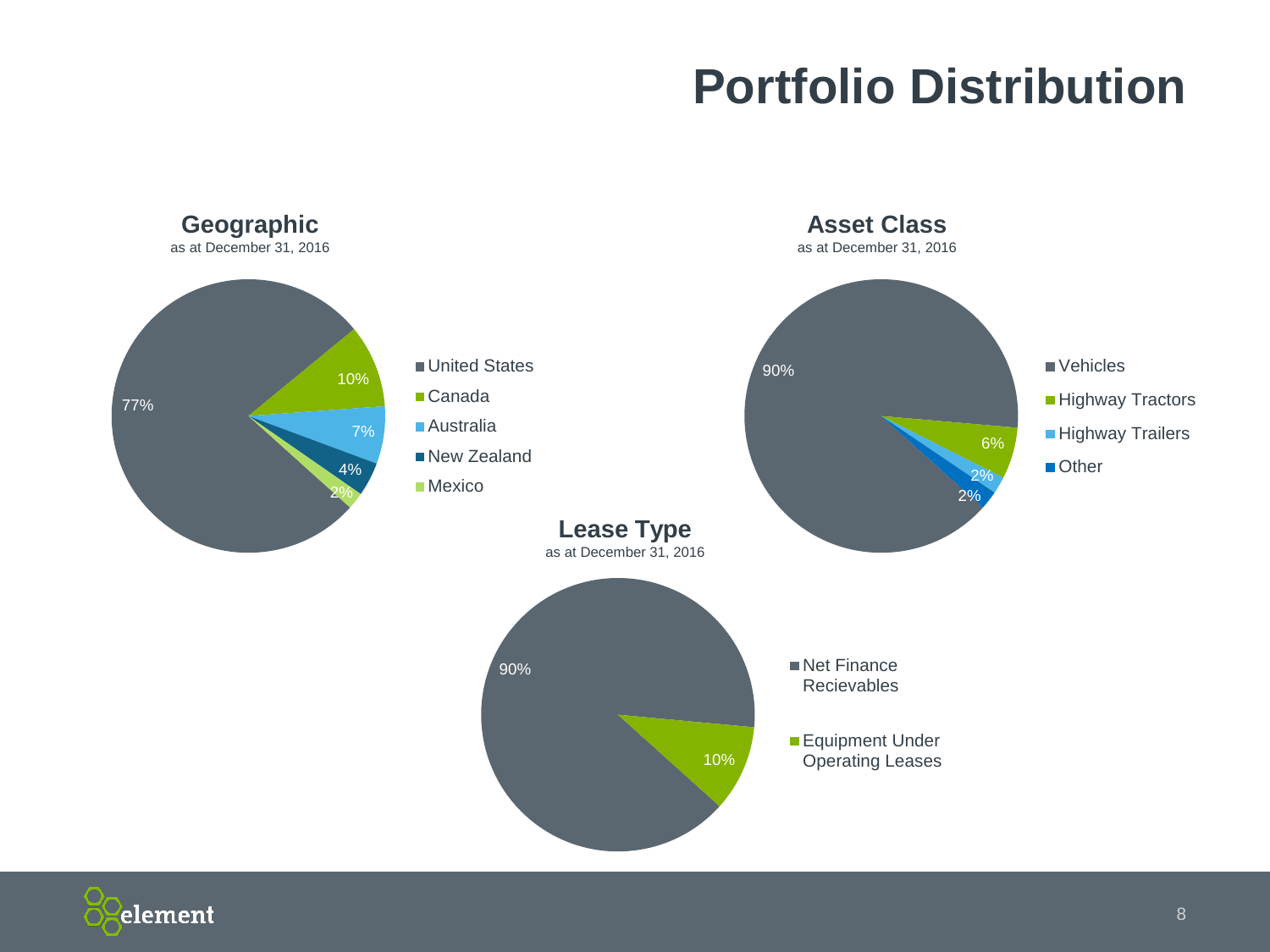# Portfolio Distribution

## Geographic

as at December 31, 2016

| Region | Share |
|---|---|
| United States | 77% |
| Canada | 10% |
| Australia | 7% |
| New Zealand | 4% |
| Mexico | 2% |

## Asset Class

as at December 31, 2016

| Asset Class | Share |
|---|---|
| Vehicles | 90% |
| Highway Tractors | 6% |
| Highway Trailers | 2% |
| Other | 2% |

## Lease Type

as at December 31, 2016

| Lease Type | Share |
|---|---|
| Net Finance Recievables | 90% |
| Equipment Under Operating Leases | 10% |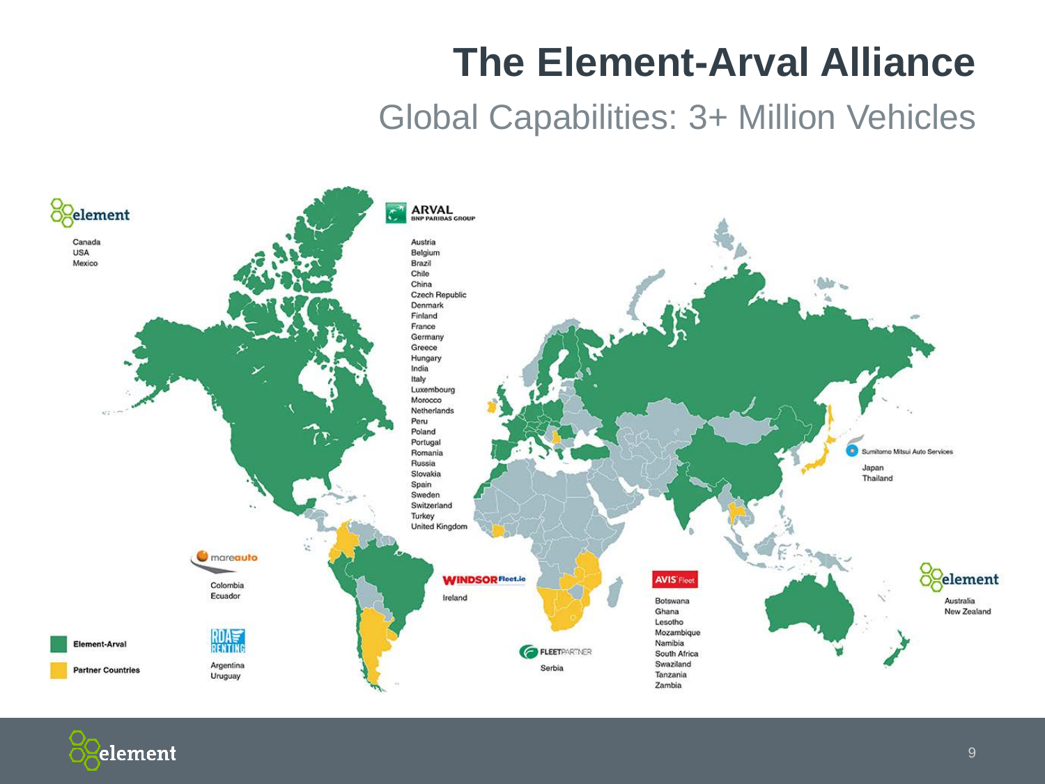# The Element-Arval Alliance

## Global Capabilities: 3+ Million Vehicles

**element**

Canada
USA
Mexico

**ARVAL** BNP PARIBAS GROUP

Austria
Belgium
Brazil
Chile
China
Czech Republic
Denmark
Finland
France
Germany
Greece
Hungary
India
Italy
Luxembourg
Morocco
Netherlands
Peru
Poland
Portugal
Romania
Russia
Slovakia
Spain
Sweden
Switzerland
Turkey
United Kingdom

**Sumitomo Mitsui Auto Services**

Japan
Thailand

**mareauto**

Colombia
Ecuador

**WINDSOR Fleet.ie**

Ireland

**AVIS Fleet**

Botswana
Ghana
Lesotho
Mozambique
Namibia
South Africa
Swaziland
Tanzania
Zambia

**element**

Australia
New Zealand

**RDA RENTING**

Argentina
Uruguay

**FLEETPARTNER**

Serbia

- Element-Arval
- Partner Countries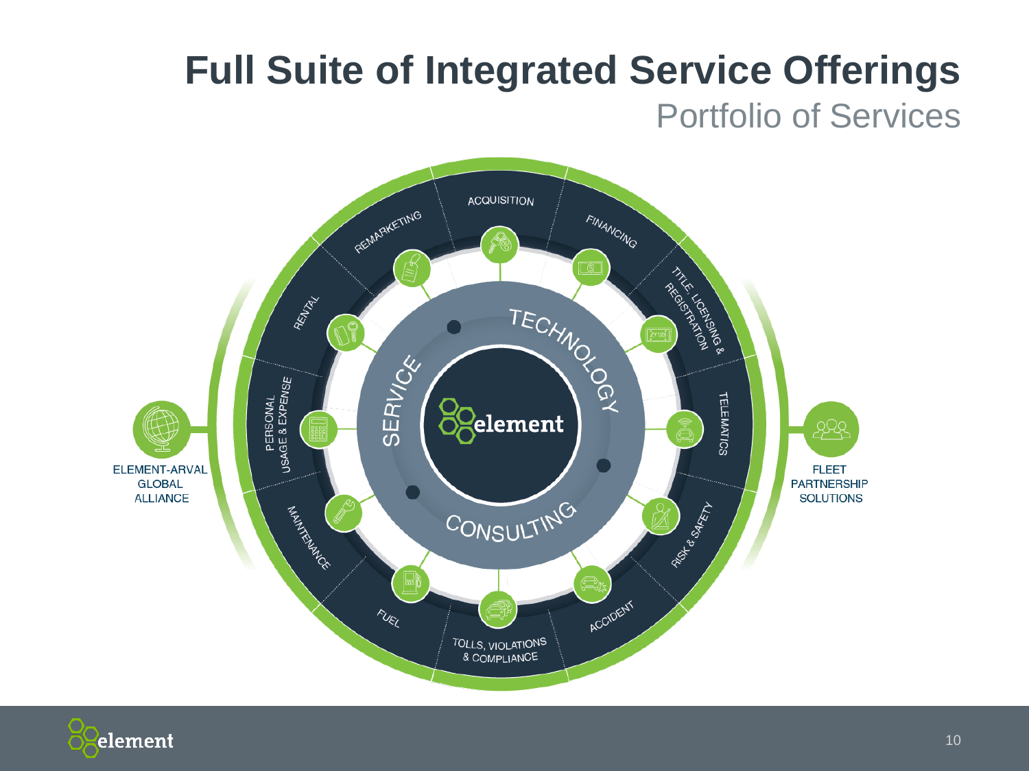# Full Suite of Integrated Service Offerings

## Portfolio of Services

- ACQUISITION
- FINANCING
- TITLE, LICENSING & REGISTRATION
- TELEMATICS
- RISK & SAFETY
- ACCIDENT
- TOLLS, VIOLATIONS & COMPLIANCE
- FUEL
- MAINTENANCE
- PERSONAL USAGE & EXPENSE
- RENTAL
- REMARKETING

TECHNOLOGY

CONSULTING

SERVICE

element

ELEMENT-ARVAL GLOBAL ALLIANCE

FLEET PARTNERSHIP SOLUTIONS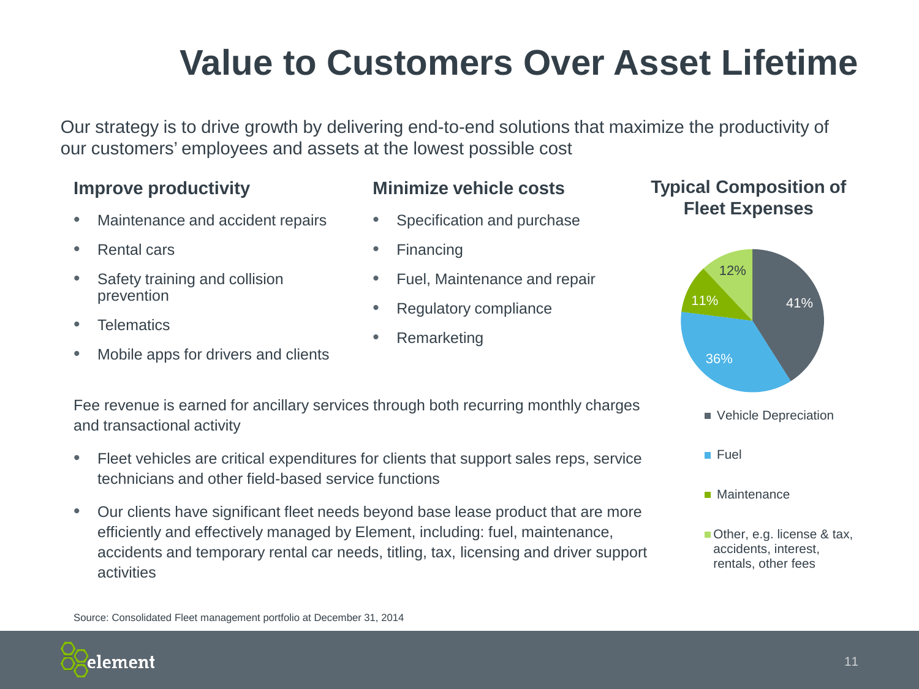# Value to Customers Over Asset Lifetime

Our strategy is to drive growth by delivering end-to-end solutions that maximize the productivity of our customers' employees and assets at the lowest possible cost

### Improve productivity

- Maintenance and accident repairs
- Rental cars
- Safety training and collision prevention
- Telematics
- Mobile apps for drivers and clients

### Minimize vehicle costs

- Specification and purchase
- Financing
- Fuel, Maintenance and repair
- Regulatory compliance
- Remarketing

### Typical Composition of Fleet Expenses

| Category | Share |
| --- | --- |
| Vehicle Depreciation | 41% |
| Fuel | 36% |
| Maintenance | 11% |
| Other, e.g. license & tax, accidents, interest, rentals, other fees | 12% |

Fee revenue is earned for ancillary services through both recurring monthly charges and transactional activity

- Fleet vehicles are critical expenditures for clients that support sales reps, service technicians and other field-based service functions
- Our clients have significant fleet needs beyond base lease product that are more efficiently and effectively managed by Element, including: fuel, maintenance, accidents and temporary rental car needs, titling, tax, licensing and driver support activities

Source: Consolidated Fleet management portfolio at December 31, 2014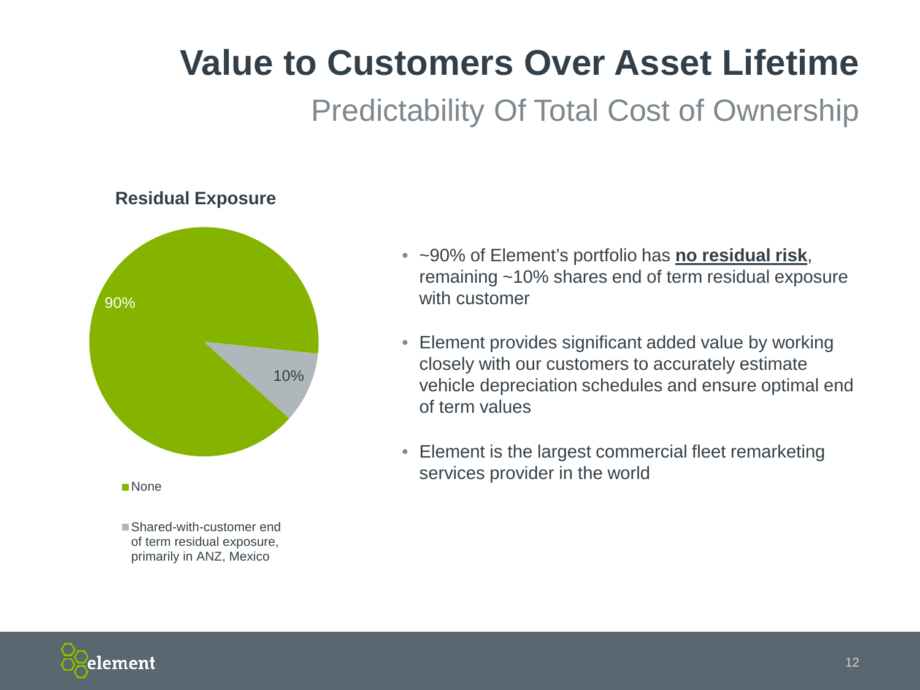# Value to Customers Over Asset Lifetime

## Predictability Of Total Cost of Ownership

**Residual Exposure**

90%

10%

- None
- Shared-with-customer end of term residual exposure, primarily in ANZ, Mexico

- ~90% of Element's portfolio has **no residual risk**, remaining ~10% shares end of term residual exposure with customer
- Element provides significant added value by working closely with our customers to accurately estimate vehicle depreciation schedules and ensure optimal end of term values
- Element is the largest commercial fleet remarketing services provider in the world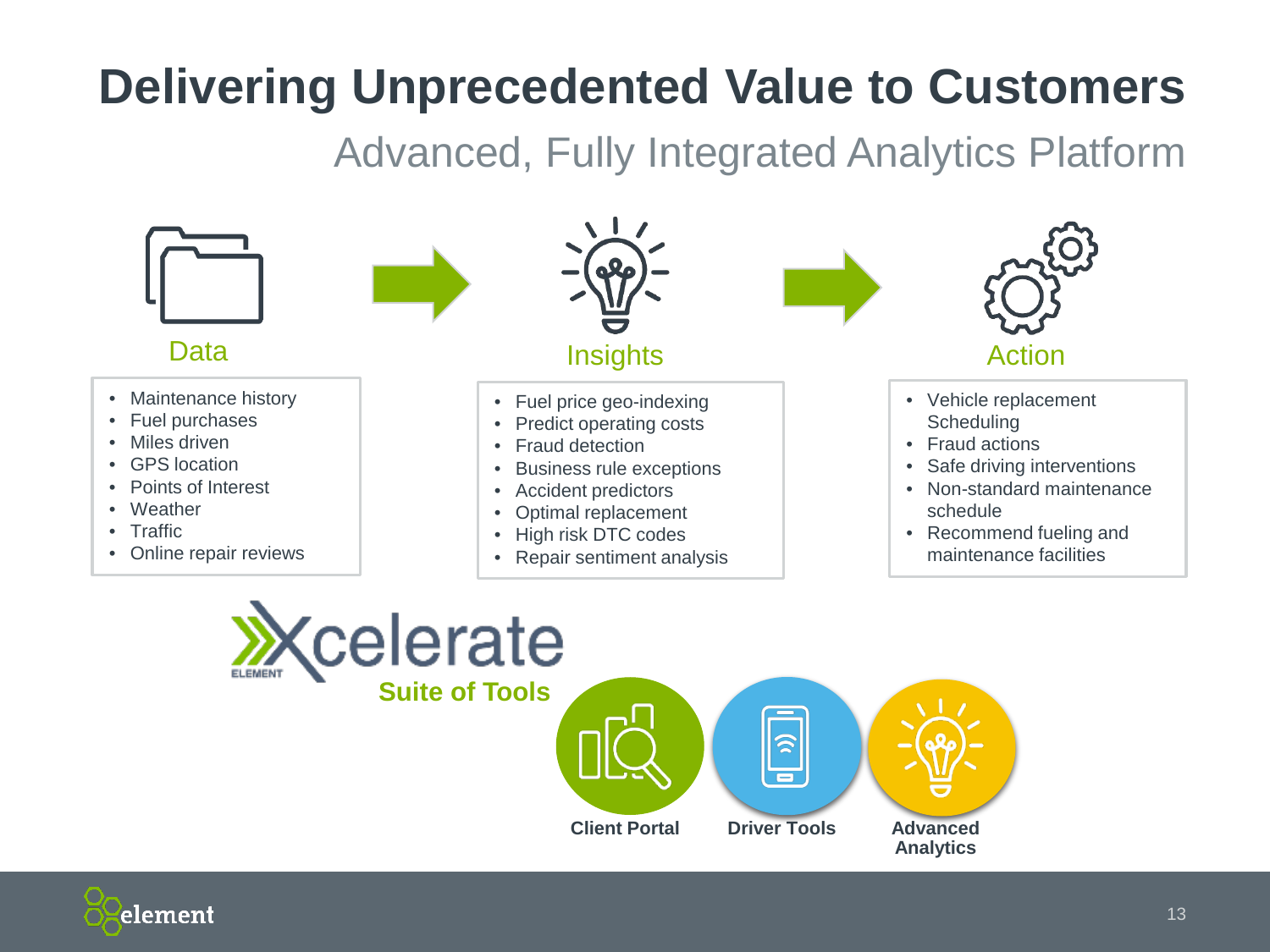# Delivering Unprecedented Value to Customers

## Advanced, Fully Integrated Analytics Platform

### Data

- Maintenance history
- Fuel purchases
- Miles driven
- GPS location
- Points of Interest
- Weather
- Traffic
- Online repair reviews

### Insights

- Fuel price geo-indexing
- Predict operating costs
- Fraud detection
- Business rule exceptions
- Accident predictors
- Optimal replacement
- High risk DTC codes
- Repair sentiment analysis

### Action

- Vehicle replacement Scheduling
- Fraud actions
- Safe driving interventions
- Non-standard maintenance schedule
- Recommend fueling and maintenance facilities

Xcelerate
ELEMENT

**Suite of Tools**

**Client Portal**

**Driver Tools**

**Advanced Analytics**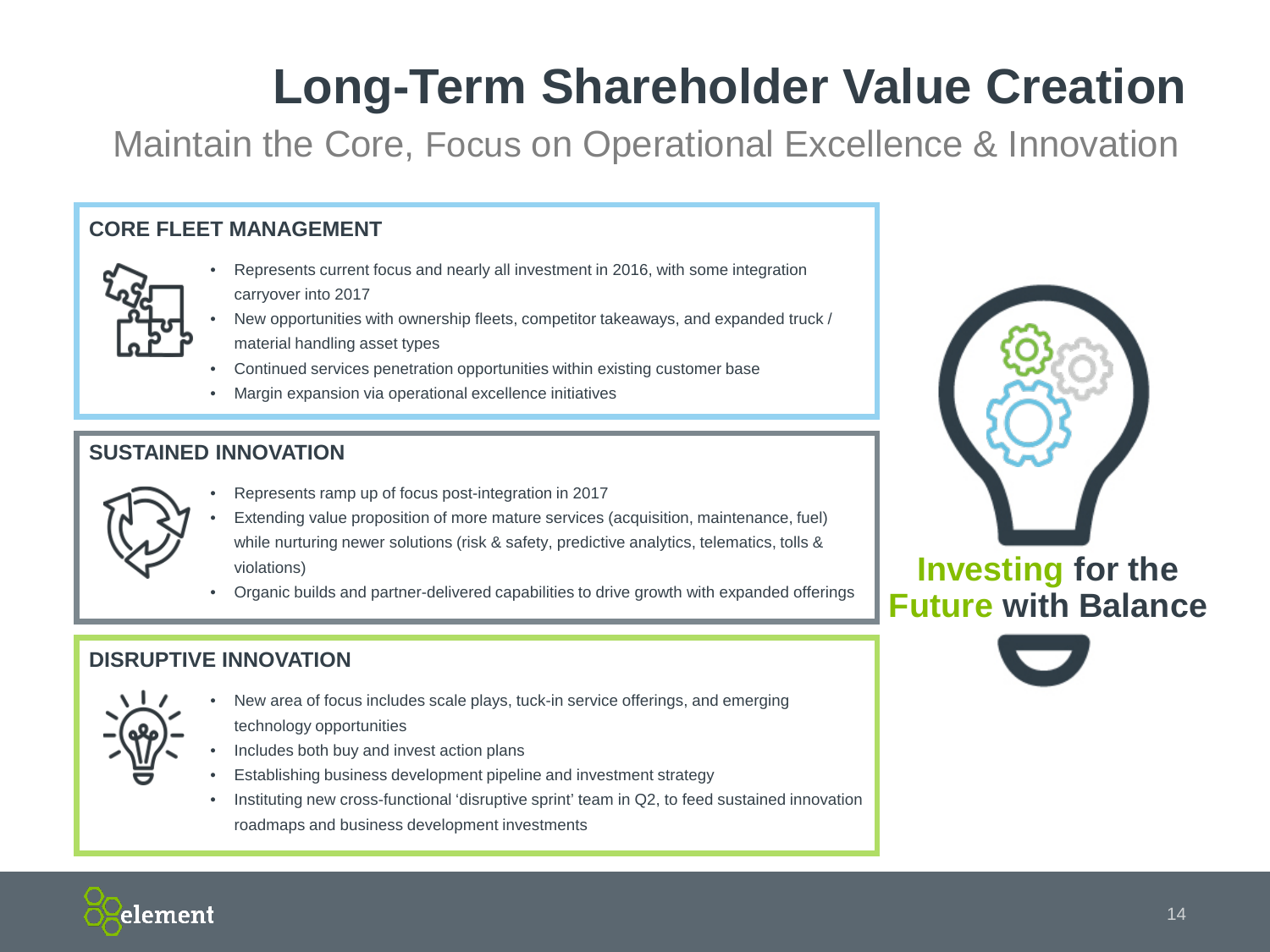# Long-Term Shareholder Value Creation

## Maintain the Core, Focus on Operational Excellence & Innovation

### CORE FLEET MANAGEMENT

- Represents current focus and nearly all investment in 2016, with some integration carryover into 2017
- New opportunities with ownership fleets, competitor takeaways, and expanded truck / material handling asset types
- Continued services penetration opportunities within existing customer base
- Margin expansion via operational excellence initiatives

### SUSTAINED INNOVATION

- Represents ramp up of focus post-integration in 2017
- Extending value proposition of more mature services (acquisition, maintenance, fuel) while nurturing newer solutions (risk & safety, predictive analytics, telematics, tolls & violations)
- Organic builds and partner-delivered capabilities to drive growth with expanded offerings

### DISRUPTIVE INNOVATION

- New area of focus includes scale plays, tuck-in service offerings, and emerging technology opportunities
- Includes both buy and invest action plans
- Establishing business development pipeline and investment strategy
- Instituting new cross-functional 'disruptive sprint' team in Q2, to feed sustained innovation roadmaps and business development investments

**Investing for the Future with Balance**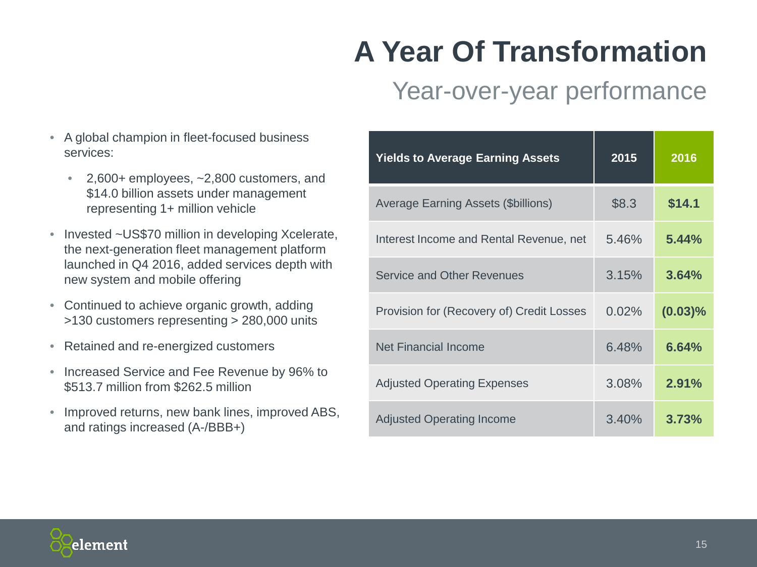# A Year Of Transformation

## Year-over-year performance

- A global champion in fleet-focused business services:
  - 2,600+ employees, ~2,800 customers, and $14.0 billion assets under management representing 1+ million vehicle
- Invested ~US$70 million in developing Xcelerate, the next-generation fleet management platform launched in Q4 2016, added services depth with new system and mobile offering
- Continued to achieve organic growth, adding >130 customers representing > 280,000 units
- Retained and re-energized customers
- Increased Service and Fee Revenue by 96% to $513.7 million from $262.5 million
- Improved returns, new bank lines, improved ABS, and ratings increased (A-/BBB+)

| Yields to Average Earning Assets | 2015 | 2016 |
|---|---|---|
| Average Earning Assets ($billions) | $8.3 | **$14.1** |
| Interest Income and Rental Revenue, net | 5.46% | **5.44%** |
| Service and Other Revenues | 3.15% | **3.64%** |
| Provision for (Recovery of) Credit Losses | 0.02% | **(0.03)%** |
| Net Financial Income | 6.48% | **6.64%** |
| Adjusted Operating Expenses | 3.08% | **2.91%** |
| Adjusted Operating Income | 3.40% | **3.73%** |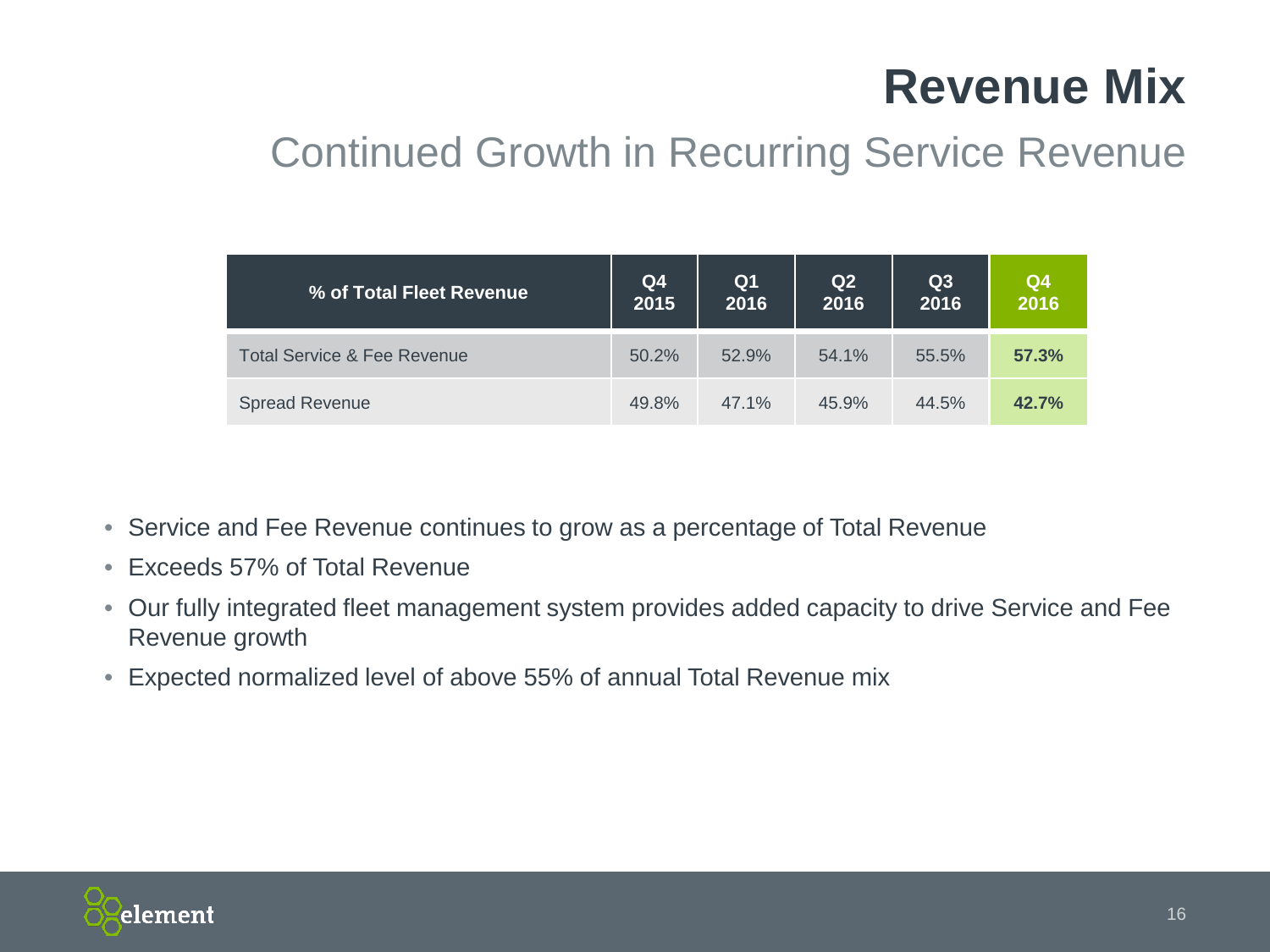# Revenue Mix

## Continued Growth in Recurring Service Revenue

| % of Total Fleet Revenue | Q4 2015 | Q1 2016 | Q2 2016 | Q3 2016 | Q4 2016 |
|---|---|---|---|---|---|
| Total Service & Fee Revenue | 50.2% | 52.9% | 54.1% | 55.5% | **57.3%** |
| Spread Revenue | 49.8% | 47.1% | 45.9% | 44.5% | **42.7%** |

- Service and Fee Revenue continues to grow as a percentage of Total Revenue
- Exceeds 57% of Total Revenue
- Our fully integrated fleet management system provides added capacity to drive Service and Fee Revenue growth
- Expected normalized level of above 55% of annual Total Revenue mix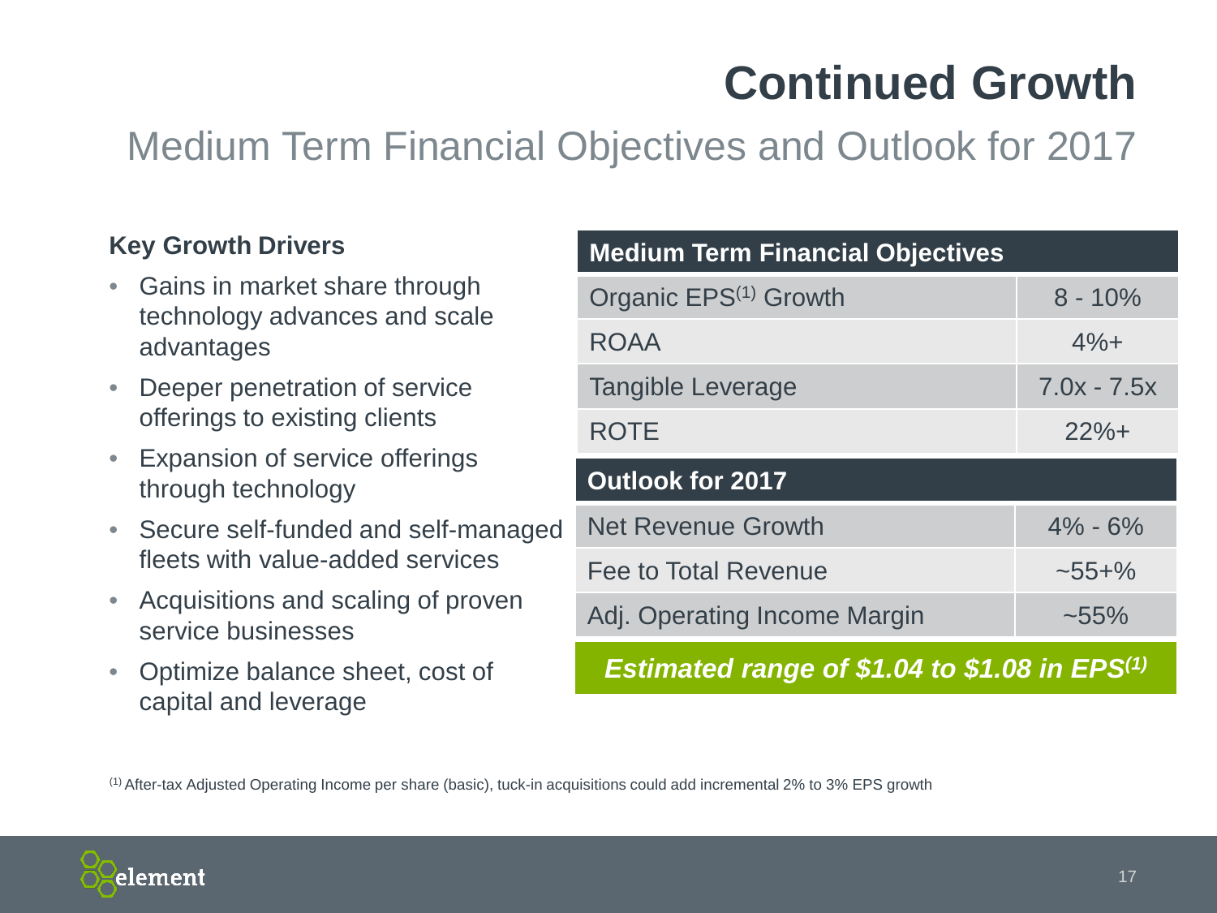# Continued Growth

## Medium Term Financial Objectives and Outlook for 2017

### Key Growth Drivers

- Gains in market share through technology advances and scale advantages
- Deeper penetration of service offerings to existing clients
- Expansion of service offerings through technology
- Secure self-funded and self-managed fleets with value-added services
- Acquisitions and scaling of proven service businesses
- Optimize balance sheet, cost of capital and leverage

| Medium Term Financial Objectives | |
|---|---|
| Organic EPS[1] Growth | 8 - 10% |
| ROAA | 4%+ |
| Tangible Leverage | 7.0x - 7.5x |
| ROTE | 22%+ |
| **Outlook for 2017** | |
| Net Revenue Growth | 4% - 6% |
| Fee to Total Revenue | ~55+% |
| Adj. Operating Income Margin | ~55% |

***Estimated range of $1.04 to $1.08 in EPS[1]***

[1] After-tax Adjusted Operating Income per share (basic), tuck-in acquisitions could add incremental 2% to 3% EPS growth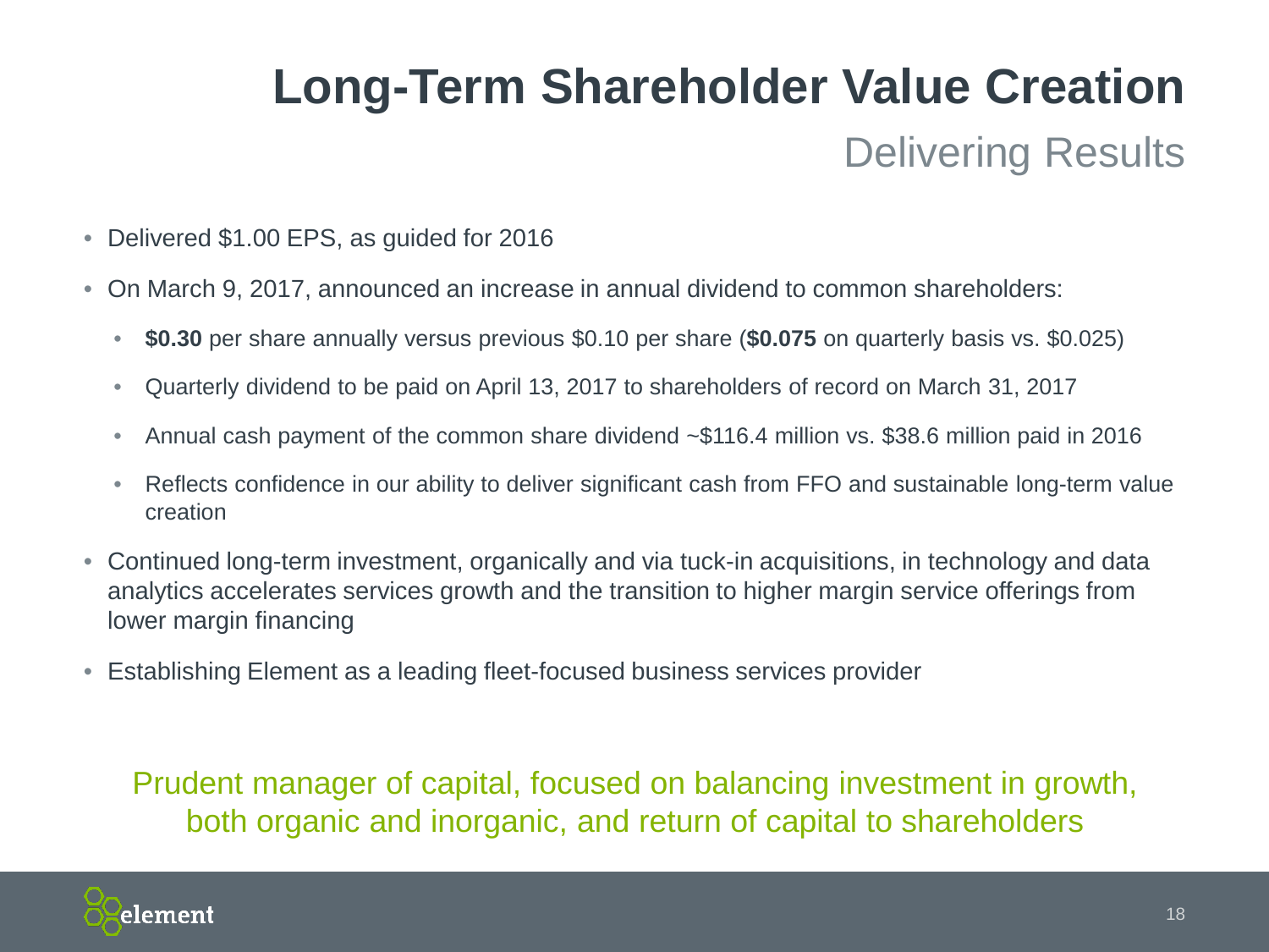# Long-Term Shareholder Value Creation

## Delivering Results

- Delivered $1.00 EPS, as guided for 2016
- On March 9, 2017, announced an increase in annual dividend to common shareholders:
  - **$0.30** per share annually versus previous $0.10 per share (**$0.075** on quarterly basis vs. $0.025)
  - Quarterly dividend to be paid on April 13, 2017 to shareholders of record on March 31, 2017
  - Annual cash payment of the common share dividend ~$116.4 million vs. $38.6 million paid in 2016
  - Reflects confidence in our ability to deliver significant cash from FFO and sustainable long-term value creation
- Continued long-term investment, organically and via tuck-in acquisitions, in technology and data analytics accelerates services growth and the transition to higher margin service offerings from lower margin financing
- Establishing Element as a leading fleet-focused business services provider

Prudent manager of capital, focused on balancing investment in growth, both organic and inorganic, and return of capital to shareholders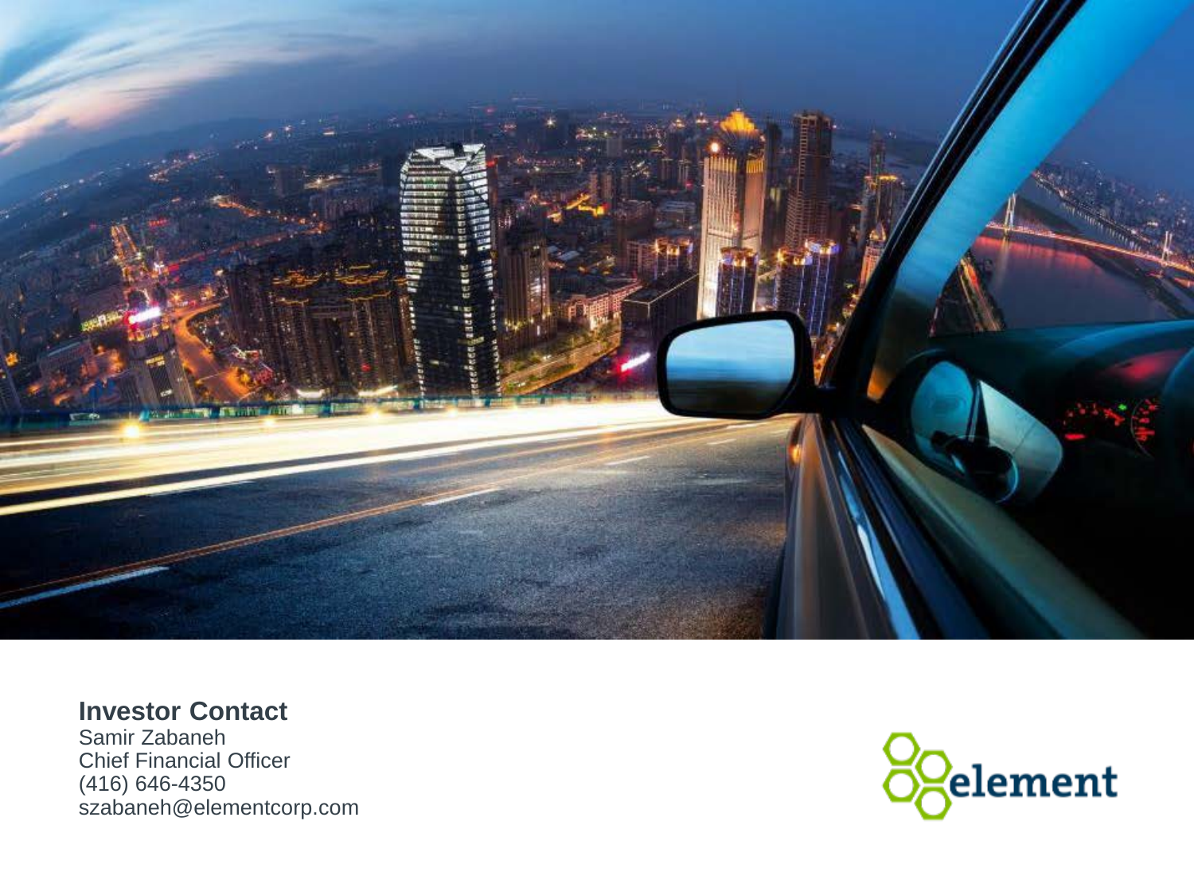**Investor Contact**
Samir Zabaneh
Chief Financial Officer
(416) 646-4350
szabaneh@elementcorp.com